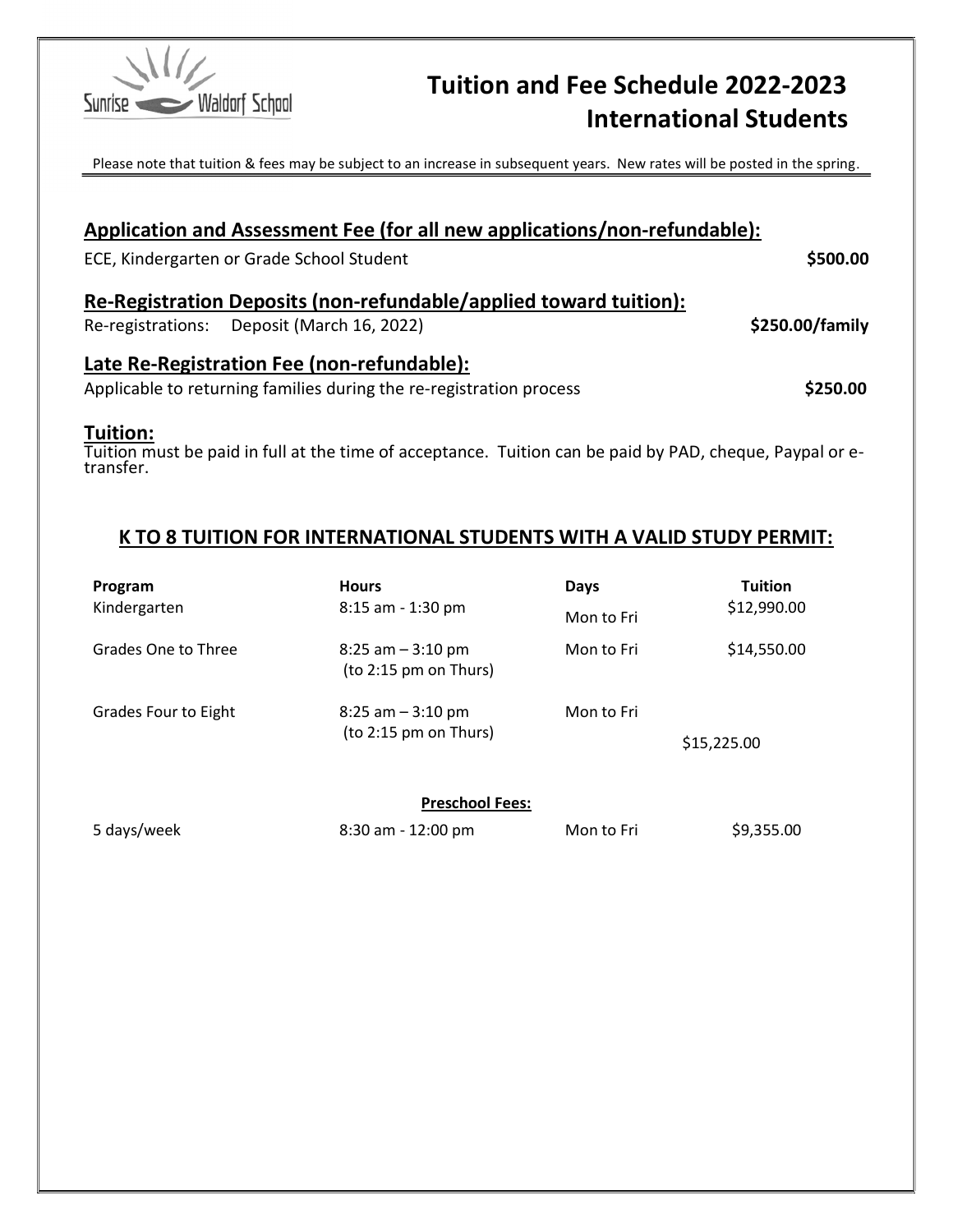# Tuition and Fee Schedule 2022-2023 International Students

Please note that tuition & fees may be subject to an increase in subsequent years. New rates will be posted in the spring.

## Application and Assessment Fee (for all new applications/non-refundable):

ECE, Kindergarten or Grade School Student **$500.00**

## Re-Registration Deposits (non-refundable/applied toward tuition):

Re-registrations: Deposit (March 16, 2022) **$250.00/family**

## Late Re-Registration Fee (non-refundable):

Applicable to returning families during the re-registration process **$250.00**

## Tuition:

Tuition must be paid in full at the time of acceptance. Tuition can be paid by PAD, cheque, Paypal or e-transfer.

## K TO 8 TUITION FOR INTERNATIONAL STUDENTS WITH A VALID STUDY PERMIT:

| Program | Hours | Days | Tuition |
|---|---|---|---|
| Kindergarten | 8:15 am - 1:30 pm | Mon to Fri | $12,990.00 |
| Grades One to Three | 8:25 am – 3:10 pm (to 2:15 pm on Thurs) | Mon to Fri | $14,550.00 |
| Grades Four to Eight | 8:25 am – 3:10 pm (to 2:15 pm on Thurs) | Mon to Fri | $15,225.00 |
| | **Preschool Fees:** | | |
| 5 days/week | 8:30 am - 12:00 pm | Mon to Fri | $9,355.00 |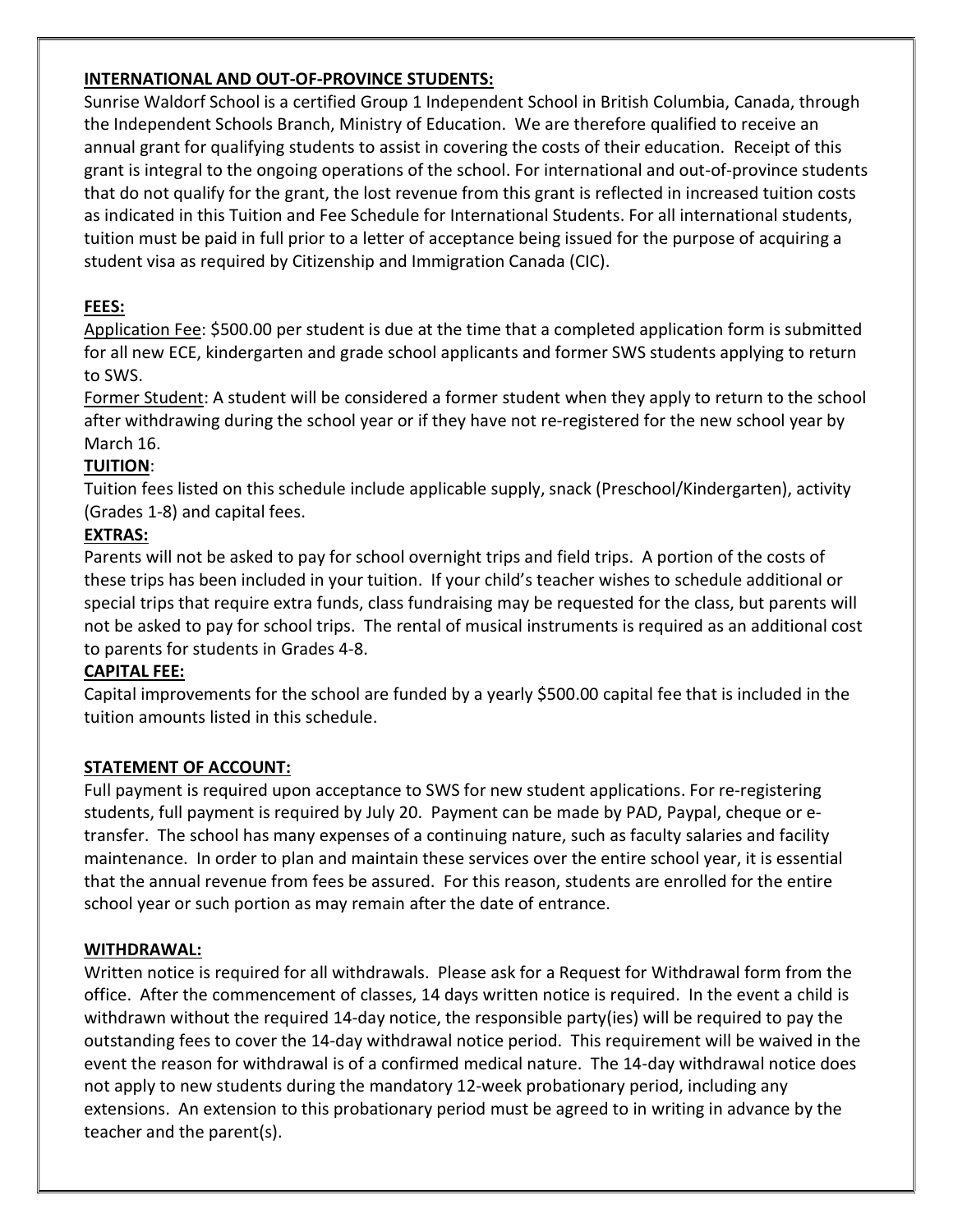**INTERNATIONAL AND OUT-OF-PROVINCE STUDENTS:**

Sunrise Waldorf School is a certified Group 1 Independent School in British Columbia, Canada, through the Independent Schools Branch, Ministry of Education. We are therefore qualified to receive an annual grant for qualifying students to assist in covering the costs of their education. Receipt of this grant is integral to the ongoing operations of the school. For international and out-of-province students that do not qualify for the grant, the lost revenue from this grant is reflected in increased tuition costs as indicated in this Tuition and Fee Schedule for International Students. For all international students, tuition must be paid in full prior to a letter of acceptance being issued for the purpose of acquiring a student visa as required by Citizenship and Immigration Canada (CIC).

**FEES:**

Application Fee: $500.00 per student is due at the time that a completed application form is submitted for all new ECE, kindergarten and grade school applicants and former SWS students applying to return to SWS.

Former Student: A student will be considered a former student when they apply to return to the school after withdrawing during the school year or if they have not re-registered for the new school year by March 16.

**TUITION**:

Tuition fees listed on this schedule include applicable supply, snack (Preschool/Kindergarten), activity (Grades 1-8) and capital fees.

**EXTRAS:**

Parents will not be asked to pay for school overnight trips and field trips. A portion of the costs of these trips has been included in your tuition. If your child's teacher wishes to schedule additional or special trips that require extra funds, class fundraising may be requested for the class, but parents will not be asked to pay for school trips. The rental of musical instruments is required as an additional cost to parents for students in Grades 4-8.

**CAPITAL FEE:**

Capital improvements for the school are funded by a yearly $500.00 capital fee that is included in the tuition amounts listed in this schedule.

**STATEMENT OF ACCOUNT:**

Full payment is required upon acceptance to SWS for new student applications. For re-registering students, full payment is required by July 20. Payment can be made by PAD, Paypal, cheque or e-transfer. The school has many expenses of a continuing nature, such as faculty salaries and facility maintenance. In order to plan and maintain these services over the entire school year, it is essential that the annual revenue from fees be assured. For this reason, students are enrolled for the entire school year or such portion as may remain after the date of entrance.

**WITHDRAWAL:**

Written notice is required for all withdrawals. Please ask for a Request for Withdrawal form from the office. After the commencement of classes, 14 days written notice is required. In the event a child is withdrawn without the required 14-day notice, the responsible party(ies) will be required to pay the outstanding fees to cover the 14-day withdrawal notice period. This requirement will be waived in the event the reason for withdrawal is of a confirmed medical nature. The 14-day withdrawal notice does not apply to new students during the mandatory 12-week probationary period, including any extensions. An extension to this probationary period must be agreed to in writing in advance by the teacher and the parent(s).